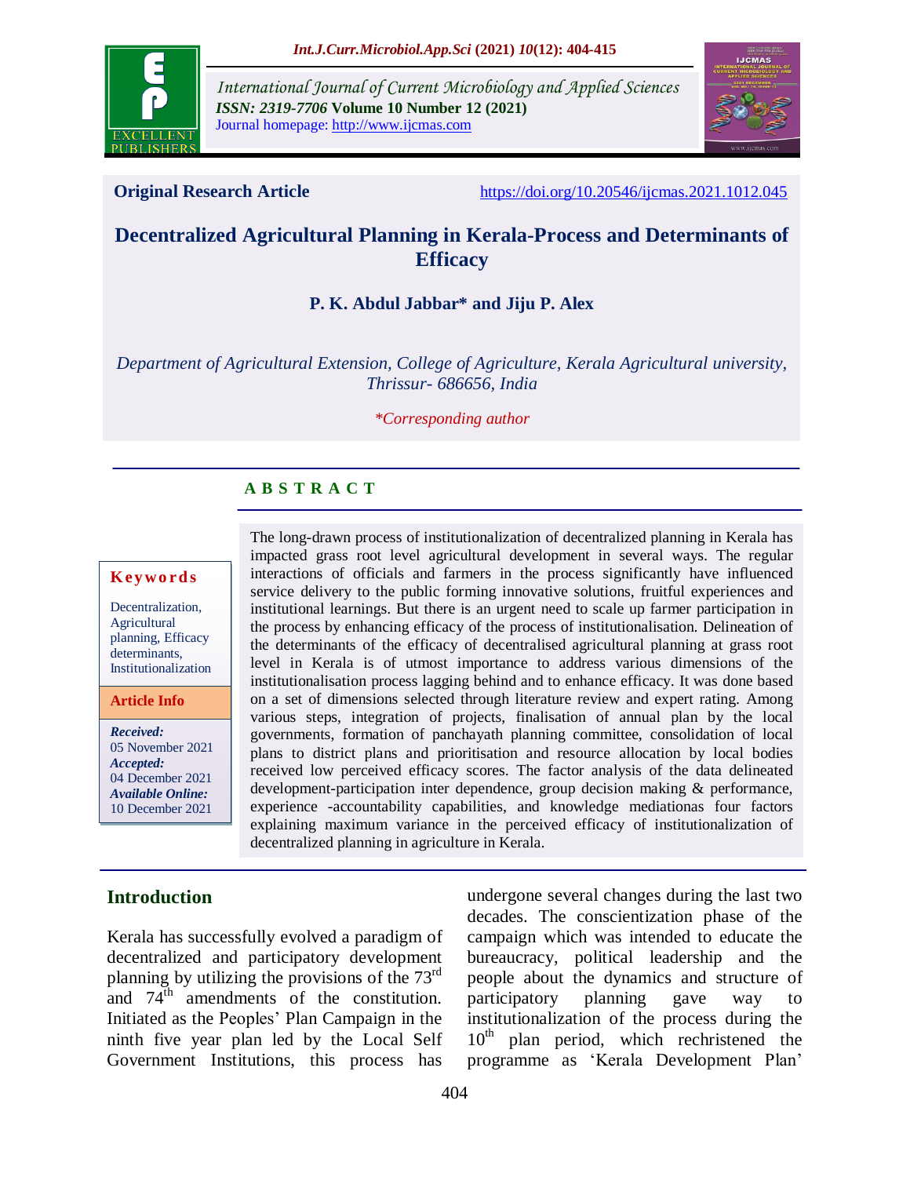**Original Research Article** https://doi.org/10.20546/ijcmas.2021.1012.045

# Decentralized Agricultural Planning in Kerala-Process and Determinants of Efficacy

**P. K. Abdul Jabbar* and Jiju P. Alex**

*Department of Agricultural Extension, College of Agriculture, Kerala Agricultural university, Thrissur- 686656, India*

**Corresponding author*

## A B S T R A C T

**Keywords**

Decentralization, Agricultural planning, Efficacy determinants, Institutionalization

**Article Info**

*Received:* 05 November 2021
*Accepted:* 04 December 2021
*Available Online:* 10 December 2021

The long-drawn process of institutionalization of decentralized planning in Kerala has impacted grass root level agricultural development in several ways. The regular interactions of officials and farmers in the process significantly have influenced service delivery to the public forming innovative solutions, fruitful experiences and institutional learnings. But there is an urgent need to scale up farmer participation in the process by enhancing efficacy of the process of institutionalisation. Delineation of the determinants of the efficacy of decentralised agricultural planning at grass root level in Kerala is of utmost importance to address various dimensions of the institutionalisation process lagging behind and to enhance efficacy. It was done based on a set of dimensions selected through literature review and expert rating. Among various steps, integration of projects, finalisation of annual plan by the local governments, formation of panchayath planning committee, consolidation of local plans to district plans and prioritisation and resource allocation by local bodies received low perceived efficacy scores. The factor analysis of the data delineated development-participation inter dependence, group decision making & performance, experience -accountability capabilities, and knowledge mediationas four factors explaining maximum variance in the perceived efficacy of institutionalization of decentralized planning in agriculture in Kerala.

## Introduction

Kerala has successfully evolved a paradigm of decentralized and participatory development planning by utilizing the provisions of the 73rd and 74th amendments of the constitution. Initiated as the Peoples' Plan Campaign in the ninth five year plan led by the Local Self Government Institutions, this process has undergone several changes during the last two decades. The conscientization phase of the campaign which was intended to educate the bureaucracy, political leadership and the people about the dynamics and structure of participatory planning gave way to institutionalization of the process during the 10th plan period, which rechristened the programme as 'Kerala Development Plan'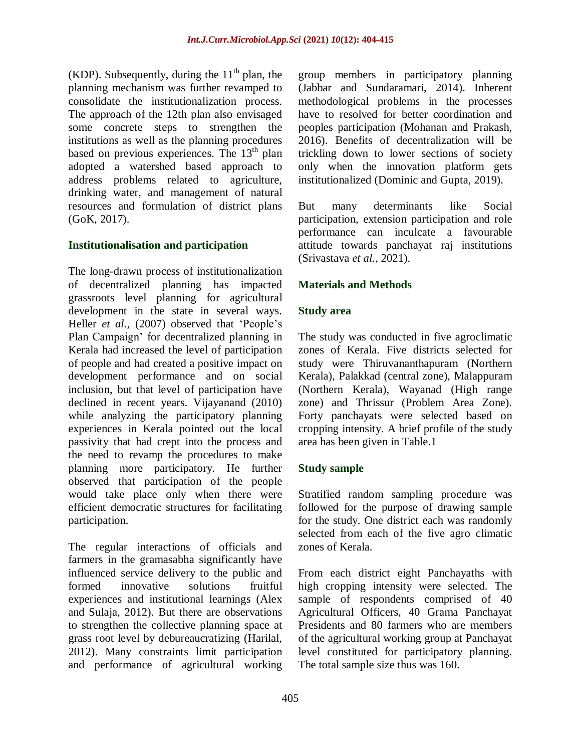(KDP). Subsequently, during the 11th plan, the planning mechanism was further revamped to consolidate the institutionalization process. The approach of the 12th plan also envisaged some concrete steps to strengthen the institutions as well as the planning procedures based on previous experiences. The 13th plan adopted a watershed based approach to address problems related to agriculture, drinking water, and management of natural resources and formulation of district plans (GoK, 2017).

## Institutionalisation and participation

The long-drawn process of institutionalization of decentralized planning has impacted grassroots level planning for agricultural development in the state in several ways. Heller *et al.*, (2007) observed that 'People's Plan Campaign' for decentralized planning in Kerala had increased the level of participation of people and had created a positive impact on development performance and on social inclusion, but that level of participation have declined in recent years. Vijayanand (2010) while analyzing the participatory planning experiences in Kerala pointed out the local passivity that had crept into the process and the need to revamp the procedures to make planning more participatory. He further observed that participation of the people would take place only when there were efficient democratic structures for facilitating participation.

The regular interactions of officials and farmers in the gramasabha significantly have influenced service delivery to the public and formed innovative solutions fruitful experiences and institutional learnings (Alex and Sulaja, 2012). But there are observations to strengthen the collective planning space at grass root level by debureaucratizing (Harilal, 2012). Many constraints limit participation and performance of agricultural working group members in participatory planning (Jabbar and Sundaramari, 2014). Inherent methodological problems in the processes have to resolved for better coordination and peoples participation (Mohanan and Prakash, 2016). Benefits of decentralization will be trickling down to lower sections of society only when the innovation platform gets institutionalized (Dominic and Gupta, 2019).

But many determinants like Social participation, extension participation and role performance can inculcate a favourable attitude towards panchayat raj institutions (Srivastava *et al.,* 2021).

## Materials and Methods

### Study area

The study was conducted in five agroclimatic zones of Kerala. Five districts selected for study were Thiruvananthapuram (Northern Kerala), Palakkad (central zone), Malappuram (Northern Kerala), Wayanad (High range zone) and Thrissur (Problem Area Zone). Forty panchayats were selected based on cropping intensity. A brief profile of the study area has been given in Table.1

### Study sample

Stratified random sampling procedure was followed for the purpose of drawing sample for the study. One district each was randomly selected from each of the five agro climatic zones of Kerala.

From each district eight Panchayaths with high cropping intensity were selected. The sample of respondents comprised of 40 Agricultural Officers, 40 Grama Panchayat Presidents and 80 farmers who are members of the agricultural working group at Panchayat level constituted for participatory planning. The total sample size thus was 160.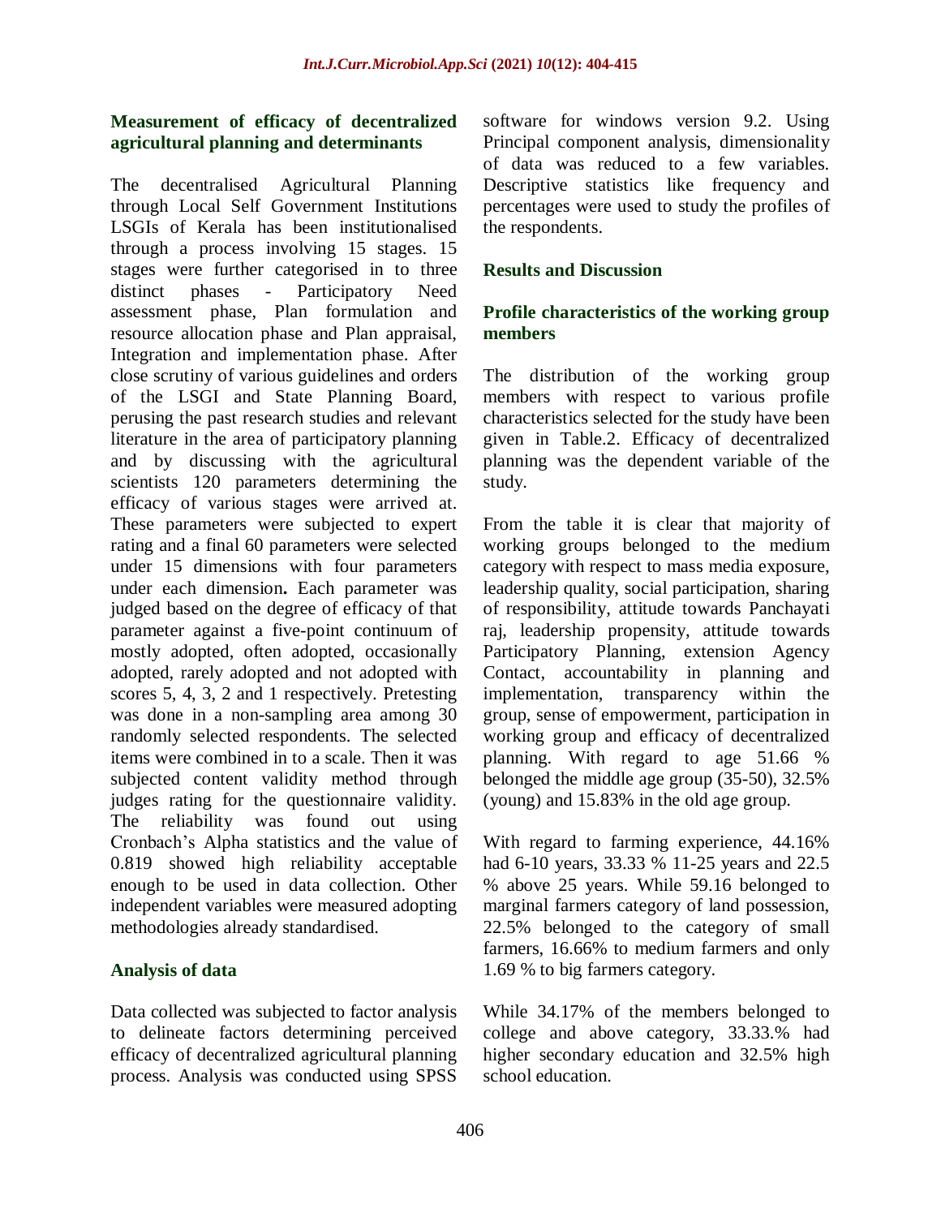### Measurement of efficacy of decentralized agricultural planning and determinants

The decentralised Agricultural Planning through Local Self Government Institutions LSGIs of Kerala has been institutionalised through a process involving 15 stages. 15 stages were further categorised in to three distinct phases - Participatory Need assessment phase, Plan formulation and resource allocation phase and Plan appraisal, Integration and implementation phase. After close scrutiny of various guidelines and orders of the LSGI and State Planning Board, perusing the past research studies and relevant literature in the area of participatory planning and by discussing with the agricultural scientists 120 parameters determining the efficacy of various stages were arrived at. These parameters were subjected to expert rating and a final 60 parameters were selected under 15 dimensions with four parameters under each dimension**.** Each parameter was judged based on the degree of efficacy of that parameter against a five-point continuum of mostly adopted, often adopted, occasionally adopted, rarely adopted and not adopted with scores 5, 4, 3, 2 and 1 respectively. Pretesting was done in a non-sampling area among 30 randomly selected respondents. The selected items were combined in to a scale. Then it was subjected content validity method through judges rating for the questionnaire validity. The reliability was found out using Cronbach's Alpha statistics and the value of 0.819 showed high reliability acceptable enough to be used in data collection. Other independent variables were measured adopting methodologies already standardised.

### Analysis of data

Data collected was subjected to factor analysis to delineate factors determining perceived efficacy of decentralized agricultural planning process. Analysis was conducted using SPSS software for windows version 9.2. Using Principal component analysis, dimensionality of data was reduced to a few variables. Descriptive statistics like frequency and percentages were used to study the profiles of the respondents.

## Results and Discussion

### Profile characteristics of the working group members

The distribution of the working group members with respect to various profile characteristics selected for the study have been given in Table.2. Efficacy of decentralized planning was the dependent variable of the study.

From the table it is clear that majority of working groups belonged to the medium category with respect to mass media exposure, leadership quality, social participation, sharing of responsibility, attitude towards Panchayati raj, leadership propensity, attitude towards Participatory Planning, extension Agency Contact, accountability in planning and implementation, transparency within the group, sense of empowerment, participation in working group and efficacy of decentralized planning. With regard to age 51.66 % belonged the middle age group (35-50), 32.5% (young) and 15.83% in the old age group.

With regard to farming experience, 44.16% had 6-10 years, 33.33 % 11-25 years and 22.5 % above 25 years. While 59.16 belonged to marginal farmers category of land possession, 22.5% belonged to the category of small farmers, 16.66% to medium farmers and only 1.69 % to big farmers category.

While 34.17% of the members belonged to college and above category, 33.33.% had higher secondary education and 32.5% high school education.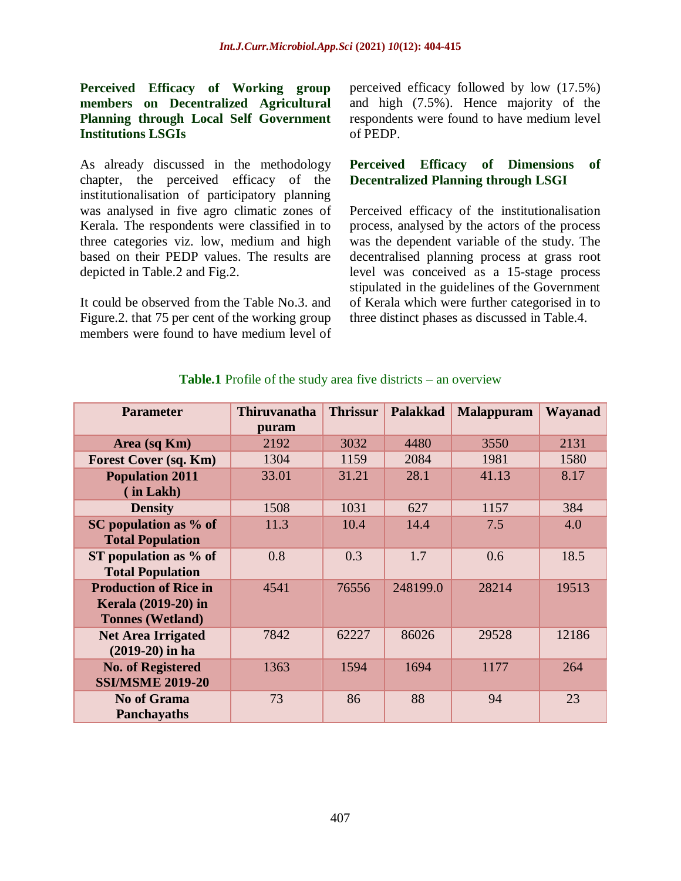### Perceived Efficacy of Working group members on Decentralized Agricultural Planning through Local Self Government Institutions LSGIs

As already discussed in the methodology chapter, the perceived efficacy of the institutionalisation of participatory planning was analysed in five agro climatic zones of Kerala. The respondents were classified in to three categories viz. low, medium and high based on their PEDP values. The results are depicted in Table.2 and Fig.2.

It could be observed from the Table No.3. and Figure.2. that 75 per cent of the working group members were found to have medium level of perceived efficacy followed by low (17.5%) and high (7.5%). Hence majority of the respondents were found to have medium level of PEDP.

### Perceived Efficacy of Dimensions of Decentralized Planning through LSGI

Perceived efficacy of the institutionalisation process, analysed by the actors of the process was the dependent variable of the study. The decentralised planning process at grass root level was conceived as a 15-stage process stipulated in the guidelines of the Government of Kerala which were further categorised in to three distinct phases as discussed in Table.4.

**Table.1** Profile of the study area five districts – an overview

| Parameter | Thiruvanathapuram | Thrissur | Palakkad | Malappuram | Wayanad |
|---|---|---|---|---|---|
| Area (sq Km) | 2192 | 3032 | 4480 | 3550 | 2131 |
| Forest Cover (sq. Km) | 1304 | 1159 | 2084 | 1981 | 1580 |
| Population 2011 ( in Lakh) | 33.01 | 31.21 | 28.1 | 41.13 | 8.17 |
| Density | 1508 | 1031 | 627 | 1157 | 384 |
| SC population as % of Total Population | 11.3 | 10.4 | 14.4 | 7.5 | 4.0 |
| ST population as % of Total Population | 0.8 | 0.3 | 1.7 | 0.6 | 18.5 |
| Production of Rice in Kerala (2019-20) in Tonnes (Wetland) | 4541 | 76556 | 248199.0 | 28214 | 19513 |
| Net Area Irrigated (2019-20) in ha | 7842 | 62227 | 86026 | 29528 | 12186 |
| No. of Registered SSI/MSME 2019-20 | 1363 | 1594 | 1694 | 1177 | 264 |
| No of Grama Panchayaths | 73 | 86 | 88 | 94 | 23 |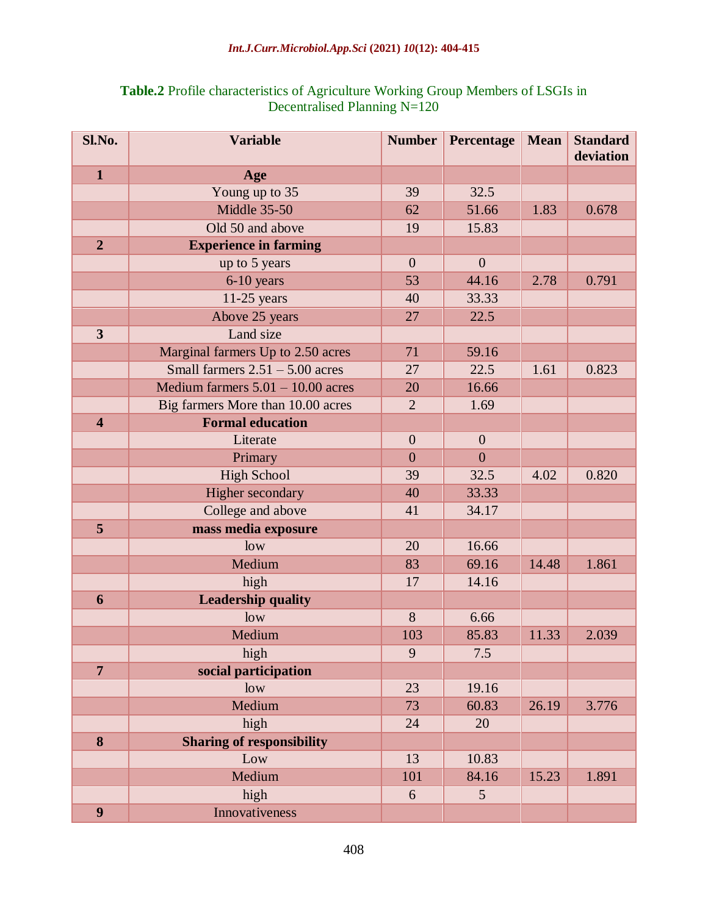**Table.2** Profile characteristics of Agriculture Working Group Members of LSGIs in Decentralised Planning N=120

| Sl.No. | Variable | Number | Percentage | Mean | Standard deviation |
|---|---|---|---|---|---|
| **1** | **Age** | | | | |
| | Young up to 35 | 39 | 32.5 | | |
| | Middle 35-50 | 62 | 51.66 | 1.83 | 0.678 |
| | Old 50 and above | 19 | 15.83 | | |
| **2** | **Experience in farming** | | | | |
| | up to 5 years | 0 | 0 | | |
| | 6-10 years | 53 | 44.16 | 2.78 | 0.791 |
| | 11-25 years | 40 | 33.33 | | |
| | Above 25 years | 27 | 22.5 | | |
| **3** | Land size | | | | |
| | Marginal farmers Up to 2.50 acres | 71 | 59.16 | | |
| | Small farmers 2.51 – 5.00 acres | 27 | 22.5 | 1.61 | 0.823 |
| | Medium farmers 5.01 – 10.00 acres | 20 | 16.66 | | |
| | Big farmers More than 10.00 acres | 2 | 1.69 | | |
| **4** | **Formal education** | | | | |
| | Literate | 0 | 0 | | |
| | Primary | 0 | 0 | | |
| | High School | 39 | 32.5 | 4.02 | 0.820 |
| | Higher secondary | 40 | 33.33 | | |
| | College and above | 41 | 34.17 | | |
| **5** | **mass media exposure** | | | | |
| | low | 20 | 16.66 | | |
| | Medium | 83 | 69.16 | 14.48 | 1.861 |
| | high | 17 | 14.16 | | |
| **6** | **Leadership quality** | | | | |
| | low | 8 | 6.66 | | |
| | Medium | 103 | 85.83 | 11.33 | 2.039 |
| | high | 9 | 7.5 | | |
| **7** | **social participation** | | | | |
| | low | 23 | 19.16 | | |
| | Medium | 73 | 60.83 | 26.19 | 3.776 |
| | high | 24 | 20 | | |
| **8** | **Sharing of responsibility** | | | | |
| | Low | 13 | 10.83 | | |
| | Medium | 101 | 84.16 | 15.23 | 1.891 |
| | high | 6 | 5 | | |
| **9** | Innovativeness | | | | |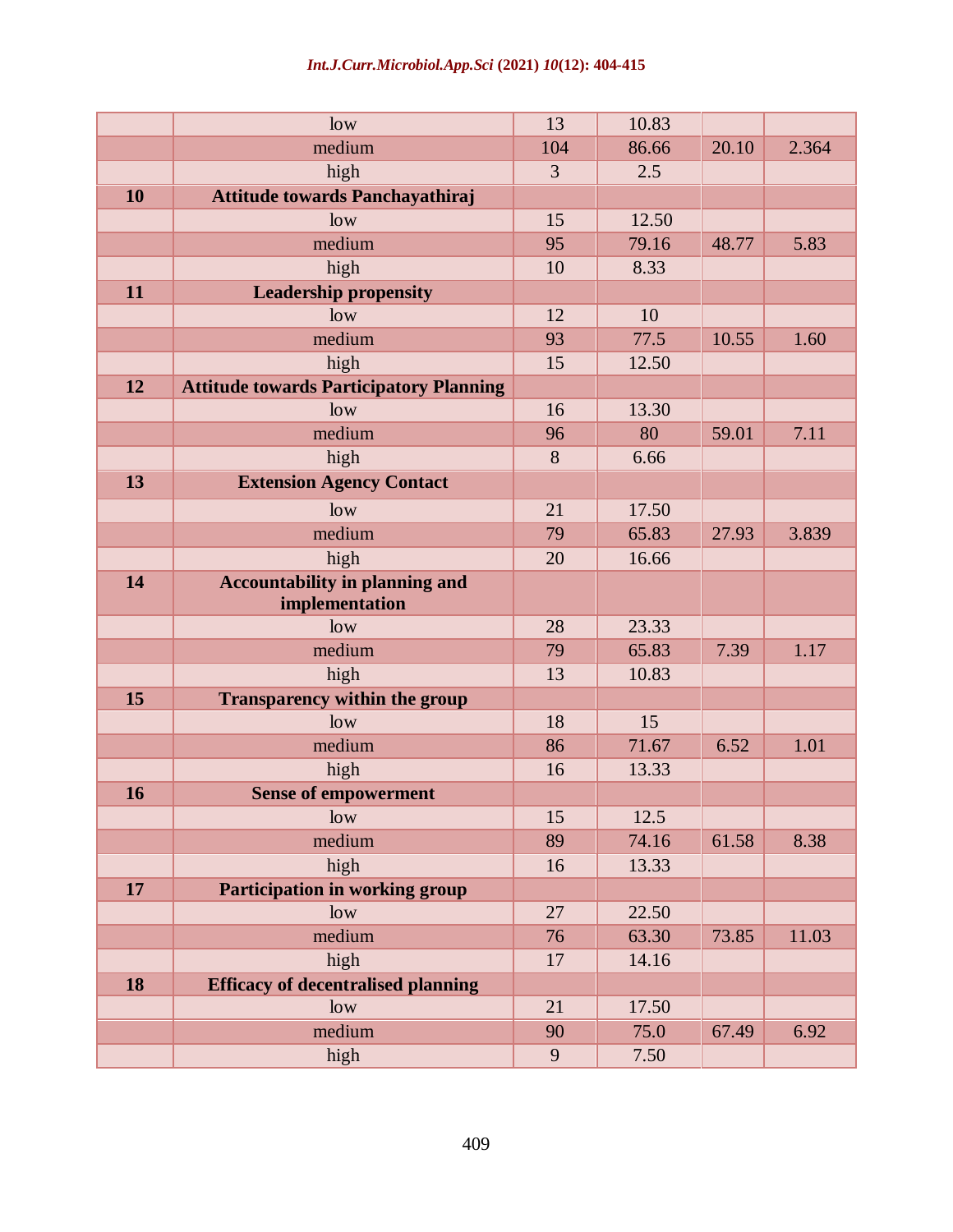| | | | | | |
|---|---|---|---|---|---|
| | low | 13 | 10.83 | | |
| | medium | 104 | 86.66 | 20.10 | 2.364 |
| | high | 3 | 2.5 | | |
| **10** | **Attitude towards Panchayathiraj** | | | | |
| | low | 15 | 12.50 | | |
| | medium | 95 | 79.16 | 48.77 | 5.83 |
| | high | 10 | 8.33 | | |
| **11** | **Leadership propensity** | | | | |
| | low | 12 | 10 | | |
| | medium | 93 | 77.5 | 10.55 | 1.60 |
| | high | 15 | 12.50 | | |
| **12** | **Attitude towards Participatory Planning** | | | | |
| | low | 16 | 13.30 | | |
| | medium | 96 | 80 | 59.01 | 7.11 |
| | high | 8 | 6.66 | | |
| **13** | **Extension Agency Contact** | | | | |
| | low | 21 | 17.50 | | |
| | medium | 79 | 65.83 | 27.93 | 3.839 |
| | high | 20 | 16.66 | | |
| **14** | **Accountability in planning and implementation** | | | | |
| | low | 28 | 23.33 | | |
| | medium | 79 | 65.83 | 7.39 | 1.17 |
| | high | 13 | 10.83 | | |
| **15** | **Transparency within the group** | | | | |
| | low | 18 | 15 | | |
| | medium | 86 | 71.67 | 6.52 | 1.01 |
| | high | 16 | 13.33 | | |
| **16** | **Sense of empowerment** | | | | |
| | low | 15 | 12.5 | | |
| | medium | 89 | 74.16 | 61.58 | 8.38 |
| | high | 16 | 13.33 | | |
| **17** | **Participation in working group** | | | | |
| | low | 27 | 22.50 | | |
| | medium | 76 | 63.30 | 73.85 | 11.03 |
| | high | 17 | 14.16 | | |
| **18** | **Efficacy of decentralised planning** | | | | |
| | low | 21 | 17.50 | | |
| | medium | 90 | 75.0 | 67.49 | 6.92 |
| | high | 9 | 7.50 | | |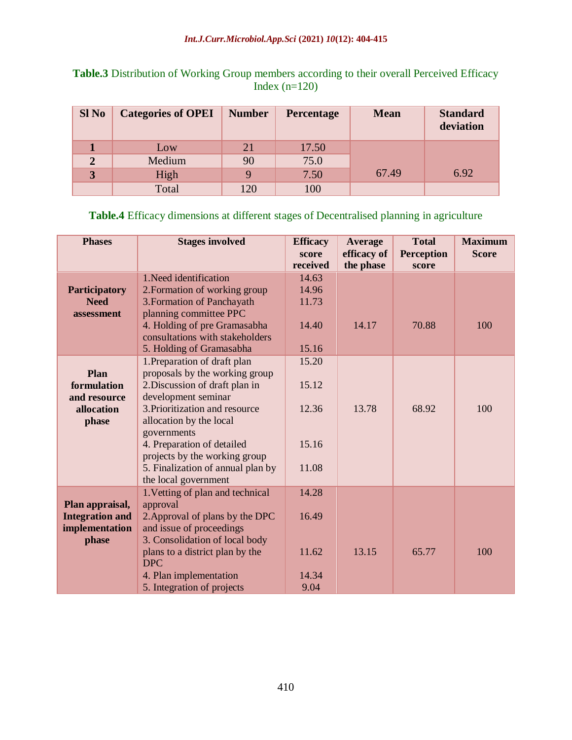**Table.3** Distribution of Working Group members according to their overall Perceived Efficacy Index (n=120)

| Sl No | Categories of OPEI | Number | Percentage | Mean | Standard deviation |
|---|---|---|---|---|---|
| 1 | Low | 21 | 17.50 | 67.49 | 6.92 |
| 2 | Medium | 90 | 75.0 | | |
| 3 | High | 9 | 7.50 | | |
| | Total | 120 | 100 | | |

**Table.4** Efficacy dimensions at different stages of Decentralised planning in agriculture

| Phases | Stages involved | Efficacy score received | Average efficacy of the phase | Total Perception score | Maximum Score |
|---|---|---|---|---|---|
| **Participatory Need assessment** | 1.Need identification | 14.63 | 14.17 | 70.88 | 100 |
| | 2.Formation of working group | 14.96 | | | |
| | 3.Formation of Panchayath planning committee PPC | 11.73 | | | |
| | 4. Holding of pre Gramasabha consultations with stakeholders | 14.40 | | | |
| | 5. Holding of Gramasabha | 15.16 | | | |
| **Plan formulation and resource allocation phase** | 1.Preparation of draft plan proposals by the working group | 15.20 | 13.78 | 68.92 | 100 |
| | 2.Discussion of draft plan in development seminar | 15.12 | | | |
| | 3.Prioritization and resource allocation by the local governments | 12.36 | | | |
| | 4. Preparation of detailed projects by the working group | 15.16 | | | |
| | 5. Finalization of annual plan by the local government | 11.08 | | | |
| **Plan appraisal, Integration and implementation phase** | 1.Vetting of plan and technical approval | 14.28 | 13.15 | 65.77 | 100 |
| | 2.Approval of plans by the DPC and issue of proceedings | 16.49 | | | |
| | 3. Consolidation of local body plans to a district plan by the DPC | 11.62 | | | |
| | 4. Plan implementation | 14.34 | | | |
| | 5. Integration of projects | 9.04 | | | |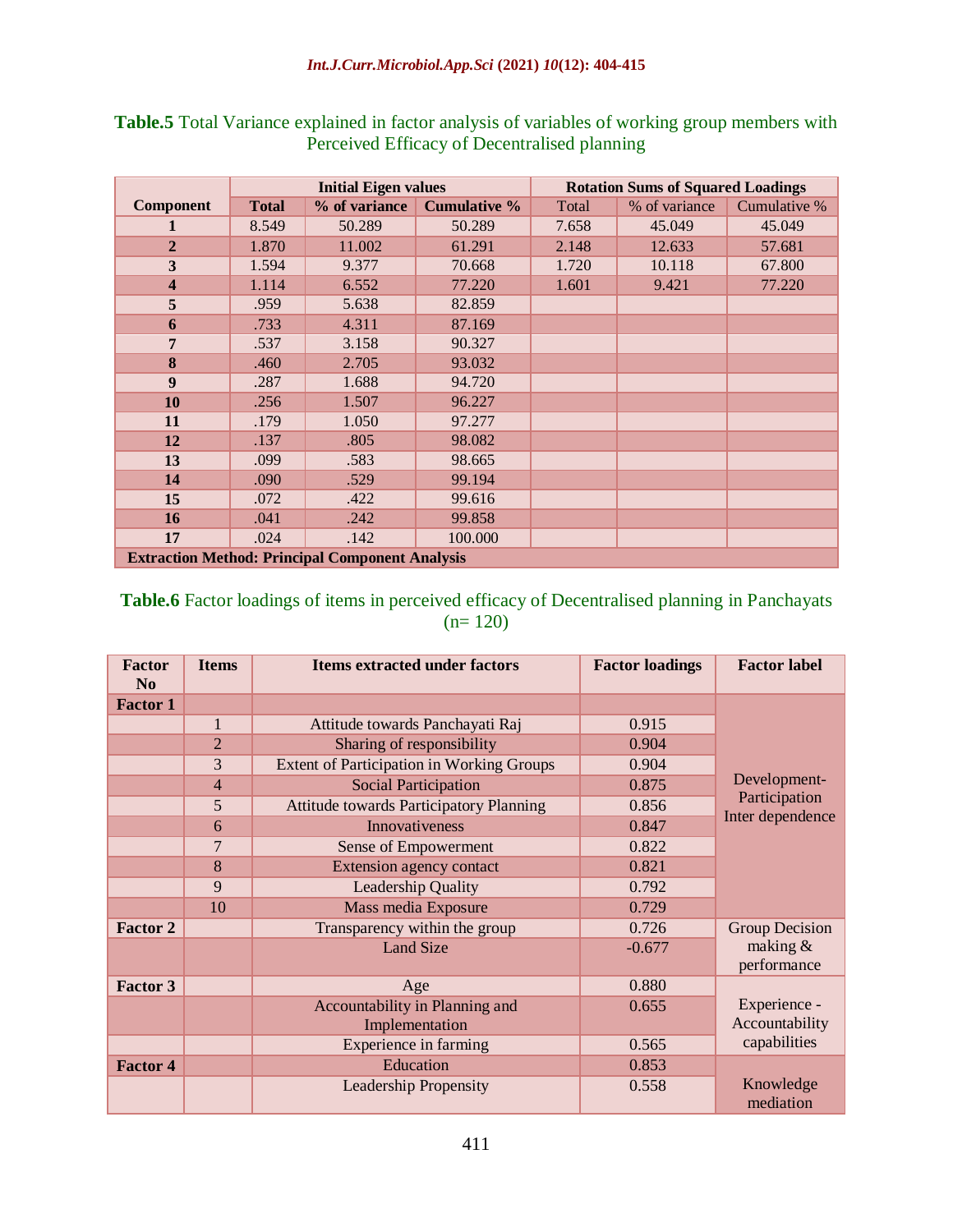**Table.5** Total Variance explained in factor analysis of variables of working group members with Perceived Efficacy of Decentralised planning

| Component | Initial Eigen values | | | Rotation Sums of Squared Loadings | | |
|---|---|---|---|---|---|---|
| | Total | % of variance | Cumulative % | Total | % of variance | Cumulative % |
| 1 | 8.549 | 50.289 | 50.289 | 7.658 | 45.049 | 45.049 |
| 2 | 1.870 | 11.002 | 61.291 | 2.148 | 12.633 | 57.681 |
| 3 | 1.594 | 9.377 | 70.668 | 1.720 | 10.118 | 67.800 |
| 4 | 1.114 | 6.552 | 77.220 | 1.601 | 9.421 | 77.220 |
| 5 | .959 | 5.638 | 82.859 | | | |
| 6 | .733 | 4.311 | 87.169 | | | |
| 7 | .537 | 3.158 | 90.327 | | | |
| 8 | .460 | 2.705 | 93.032 | | | |
| 9 | .287 | 1.688 | 94.720 | | | |
| 10 | .256 | 1.507 | 96.227 | | | |
| 11 | .179 | 1.050 | 97.277 | | | |
| 12 | .137 | .805 | 98.082 | | | |
| 13 | .099 | .583 | 98.665 | | | |
| 14 | .090 | .529 | 99.194 | | | |
| 15 | .072 | .422 | 99.616 | | | |
| 16 | .041 | .242 | 99.858 | | | |
| 17 | .024 | .142 | 100.000 | | | |
| **Extraction Method: Principal Component Analysis** | | | | | | |

**Table.6** Factor loadings of items in perceived efficacy of Decentralised planning in Panchayats (n= 120)

| Factor No | Items | Items extracted under factors | Factor loadings | Factor label |
|---|---|---|---|---|
| **Factor 1** | | | | Development-Participation Inter dependence |
| | 1 | Attitude towards Panchayati Raj | 0.915 | |
| | 2 | Sharing of responsibility | 0.904 | |
| | 3 | Extent of Participation in Working Groups | 0.904 | |
| | 4 | Social Participation | 0.875 | |
| | 5 | Attitude towards Participatory Planning | 0.856 | |
| | 6 | Innovativeness | 0.847 | |
| | 7 | Sense of Empowerment | 0.822 | |
| | 8 | Extension agency contact | 0.821 | |
| | 9 | Leadership Quality | 0.792 | |
| | 10 | Mass media Exposure | 0.729 | |
| **Factor 2** | | Transparency within the group | 0.726 | Group Decision making & performance |
| | | Land Size | -0.677 | |
| **Factor 3** | | Age | 0.880 | Experience - Accountability capabilities |
| | | Accountability in Planning and Implementation | 0.655 | |
| | | Experience in farming | 0.565 | |
| **Factor 4** | | Education | 0.853 | Knowledge mediation |
| | | Leadership Propensity | 0.558 | |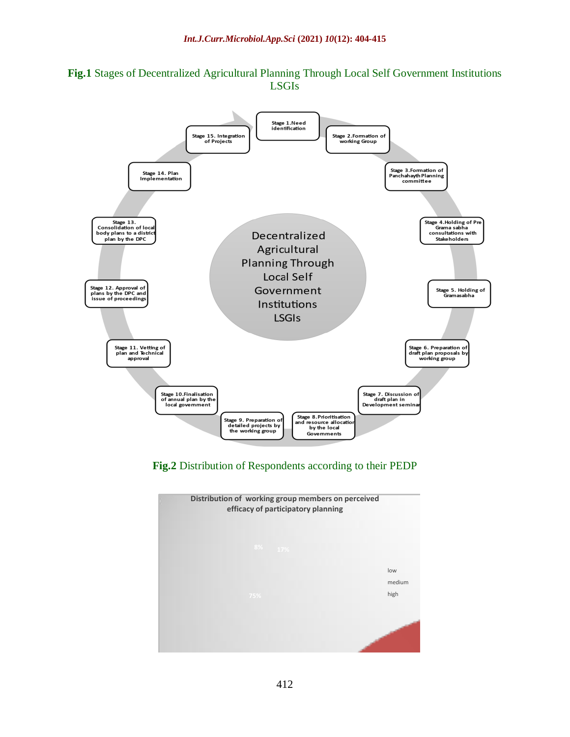**Fig.1** Stages of Decentralized Agricultural Planning Through Local Self Government Institutions LSGIs

Decentralized Agricultural Planning Through Local Self Government Institutions LSGIs

- Stage 1. Need identification
- Stage 2. Formation of working Group
- Stage 3. Formation of Panchahayth Planning committee
- Stage 4. Holding of Pre Grama sabha consultations with Stakeholders
- Stage 5. Holding of Gramasabha
- Stage 6. Preparation of draft plan proposals by working group
- Stage 7. Discussion of draft plan in Development seminar
- Stage 8. Prioritisation and resource allocation by the local Governments
- Stage 9. Preparation of detailed projects by the working group
- Stage 10. Finalisation of annual plan by the local government
- Stage 11. Vetting of plan and Technical approval
- Stage 12. Approval of plans by the DPC and issue of proceedings
- Stage 13. Consolidation of local body plans to a district plan by the DPC
- Stage 14. Plan Implementation
- Stage 15. Integration of Projects

**Fig.2** Distribution of Respondents according to their PEDP

Distribution of working group members on perceived efficacy of participatory planning

- low: 8%
- medium: 17%
- high: 75%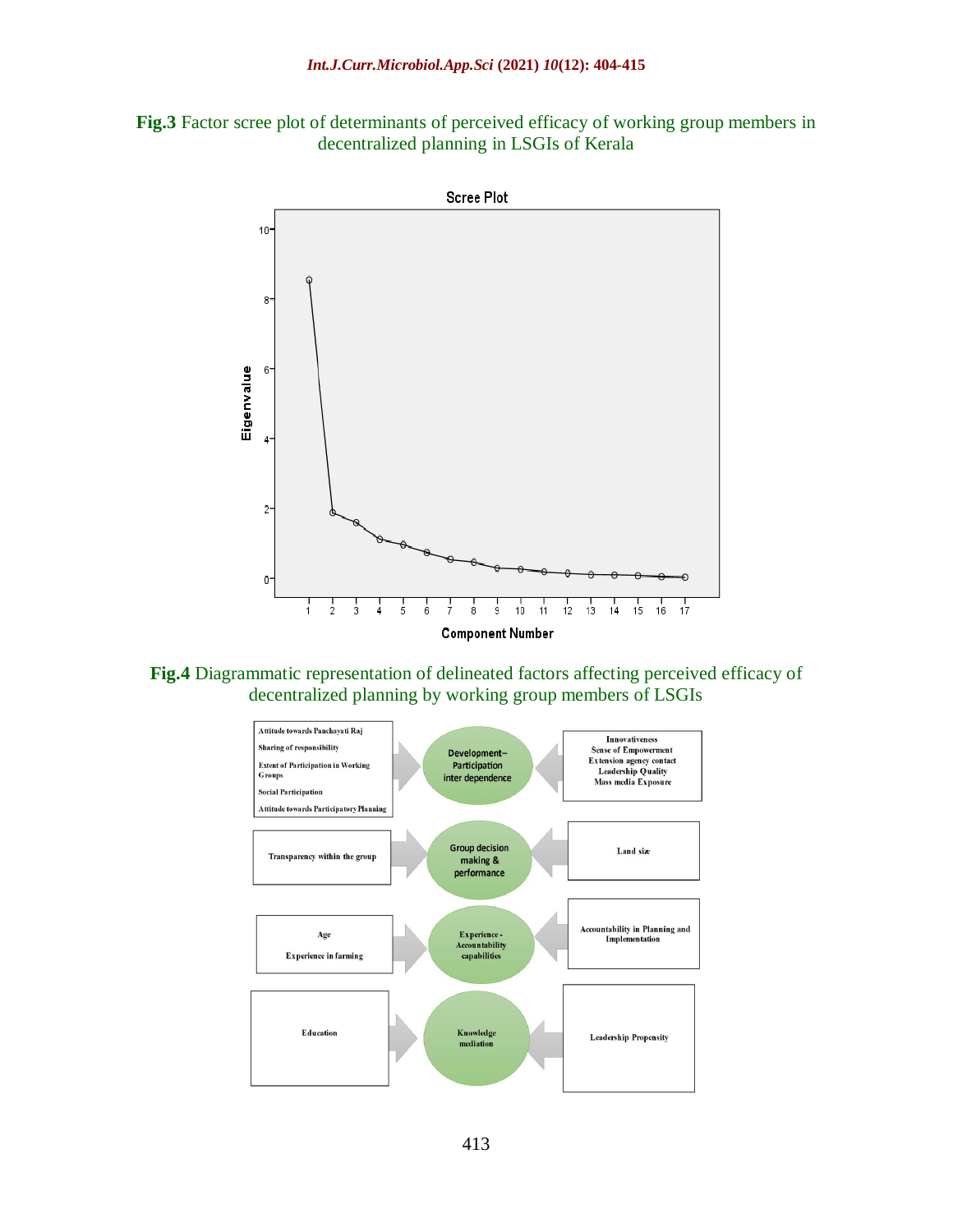**Fig.3** Factor scree plot of determinants of perceived efficacy of working group members in decentralized planning in LSGIs of Kerala

**Fig.4** Diagrammatic representation of delineated factors affecting perceived efficacy of decentralized planning by working group members of LSGIs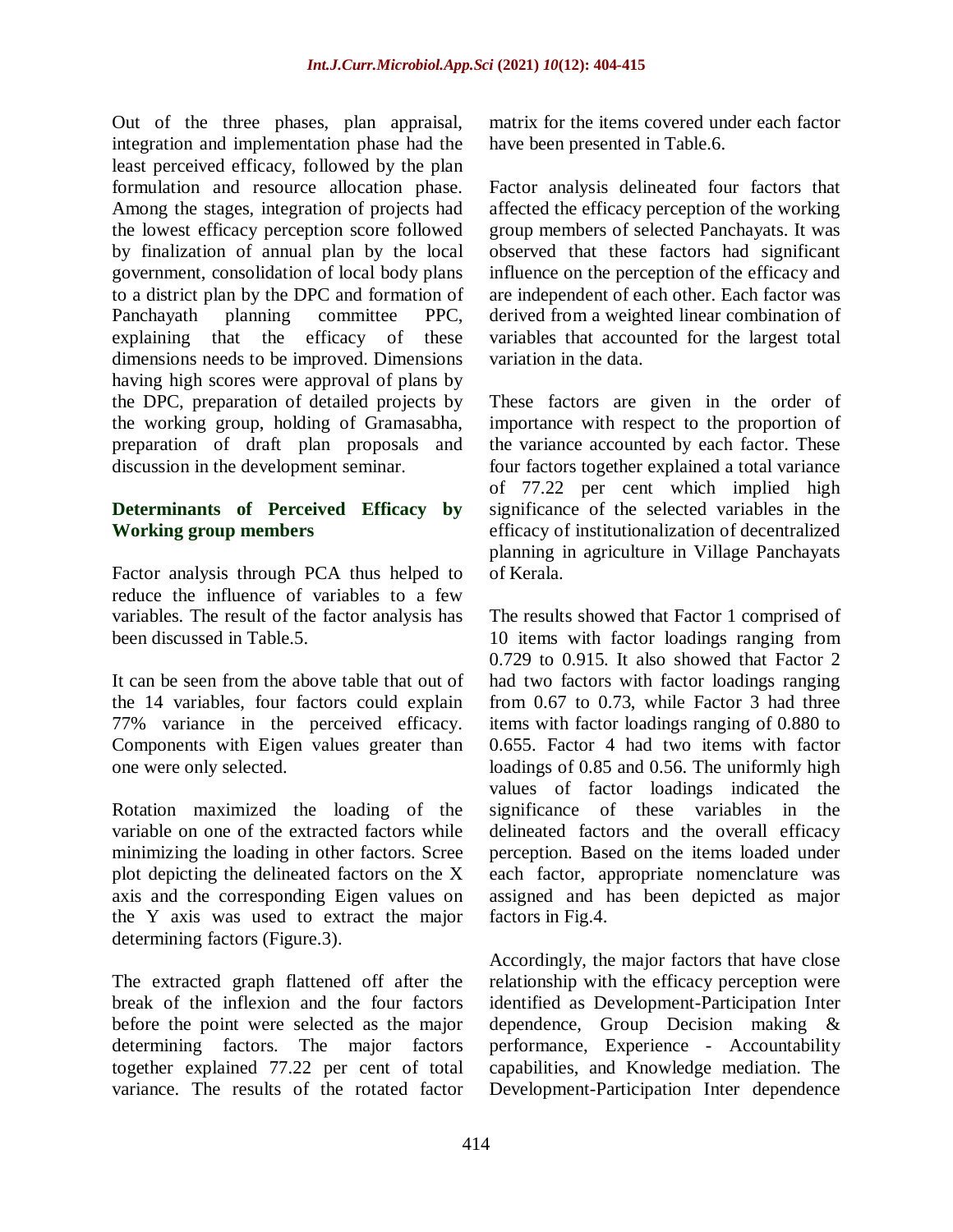Out of the three phases, plan appraisal, integration and implementation phase had the least perceived efficacy, followed by the plan formulation and resource allocation phase. Among the stages, integration of projects had the lowest efficacy perception score followed by finalization of annual plan by the local government, consolidation of local body plans to a district plan by the DPC and formation of Panchayath planning committee PPC, explaining that the efficacy of these dimensions needs to be improved. Dimensions having high scores were approval of plans by the DPC, preparation of detailed projects by the working group, holding of Gramasabha, preparation of draft plan proposals and discussion in the development seminar.

## Determinants of Perceived Efficacy by Working group members

Factor analysis through PCA thus helped to reduce the influence of variables to a few variables. The result of the factor analysis has been discussed in Table.5.

It can be seen from the above table that out of the 14 variables, four factors could explain 77% variance in the perceived efficacy. Components with Eigen values greater than one were only selected.

Rotation maximized the loading of the variable on one of the extracted factors while minimizing the loading in other factors. Scree plot depicting the delineated factors on the X axis and the corresponding Eigen values on the Y axis was used to extract the major determining factors (Figure.3).

The extracted graph flattened off after the break of the inflexion and the four factors before the point were selected as the major determining factors. The major factors together explained 77.22 per cent of total variance. The results of the rotated factor matrix for the items covered under each factor have been presented in Table.6.

Factor analysis delineated four factors that affected the efficacy perception of the working group members of selected Panchayats. It was observed that these factors had significant influence on the perception of the efficacy and are independent of each other. Each factor was derived from a weighted linear combination of variables that accounted for the largest total variation in the data.

These factors are given in the order of importance with respect to the proportion of the variance accounted by each factor. These four factors together explained a total variance of 77.22 per cent which implied high significance of the selected variables in the efficacy of institutionalization of decentralized planning in agriculture in Village Panchayats of Kerala.

The results showed that Factor 1 comprised of 10 items with factor loadings ranging from 0.729 to 0.915. It also showed that Factor 2 had two factors with factor loadings ranging from 0.67 to 0.73, while Factor 3 had three items with factor loadings ranging of 0.880 to 0.655. Factor 4 had two items with factor loadings of 0.85 and 0.56. The uniformly high values of factor loadings indicated the significance of these variables in the delineated factors and the overall efficacy perception. Based on the items loaded under each factor, appropriate nomenclature was assigned and has been depicted as major factors in Fig.4.

Accordingly, the major factors that have close relationship with the efficacy perception were identified as Development-Participation Inter dependence, Group Decision making & performance, Experience - Accountability capabilities, and Knowledge mediation. The Development-Participation Inter dependence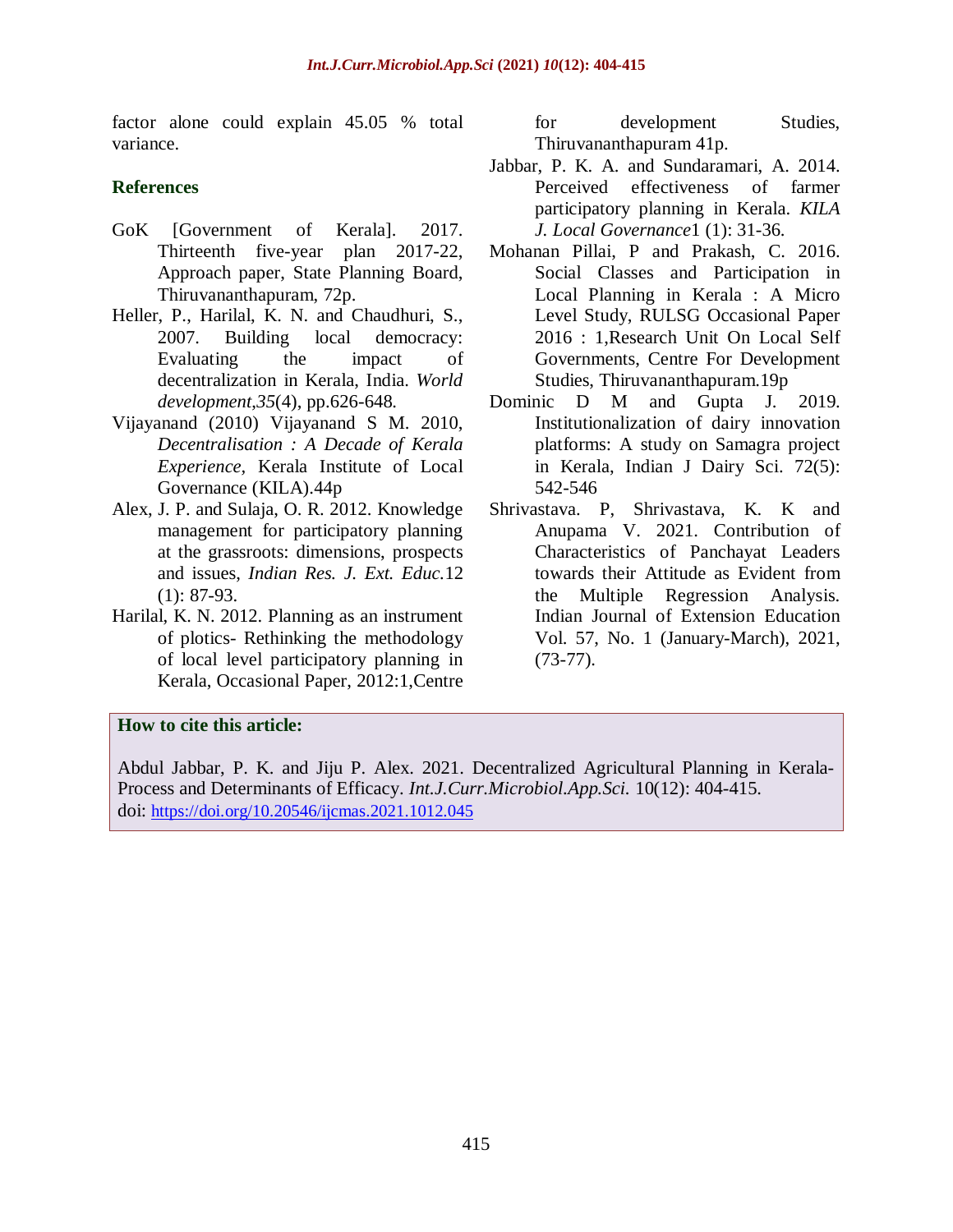factor alone could explain 45.05 % total variance.

## References

GoK [Government of Kerala]. 2017. Thirteenth five-year plan 2017-22, Approach paper, State Planning Board, Thiruvananthapuram, 72p.

Heller, P., Harilal, K. N. and Chaudhuri, S., 2007. Building local democracy: Evaluating the impact of decentralization in Kerala, India. *World development*,*35*(4), pp.626-648.

Vijayanand (2010) Vijayanand S M. 2010, *Decentralisation : A Decade of Kerala Experience*, Kerala Institute of Local Governance (KILA).44p

Alex, J. P. and Sulaja, O. R. 2012. Knowledge management for participatory planning at the grassroots: dimensions, prospects and issues, *Indian Res. J. Ext. Educ.*12 (1): 87-93.

Harilal, K. N. 2012. Planning as an instrument of plotics- Rethinking the methodology of local level participatory planning in Kerala, Occasional Paper, 2012:1,Centre for development Studies, Thiruvananthapuram 41p.

Jabbar, P. K. A. and Sundaramari, A. 2014. Perceived effectiveness of farmer participatory planning in Kerala. *KILA J. Local Governance*1 (1): 31-36.

Mohanan Pillai, P and Prakash, C. 2016. Social Classes and Participation in Local Planning in Kerala : A Micro Level Study, RULSG Occasional Paper 2016 : 1,Research Unit On Local Self Governments, Centre For Development Studies, Thiruvananthapuram.19p

Dominic D M and Gupta J. 2019. Institutionalization of dairy innovation platforms: A study on Samagra project in Kerala, Indian J Dairy Sci. 72(5): 542-546

Shrivastava. P, Shrivastava, K. K and Anupama V. 2021. Contribution of Characteristics of Panchayat Leaders towards their Attitude as Evident from the Multiple Regression Analysis. Indian Journal of Extension Education Vol. 57, No. 1 (January-March), 2021, (73-77).

**How to cite this article:**

Abdul Jabbar, P. K. and Jiju P. Alex. 2021. Decentralized Agricultural Planning in Kerala-Process and Determinants of Efficacy. *Int.J.Curr.Microbiol.App.Sci.* 10(12): 404-415.
doi: https://doi.org/10.20546/ijcmas.2021.1012.045